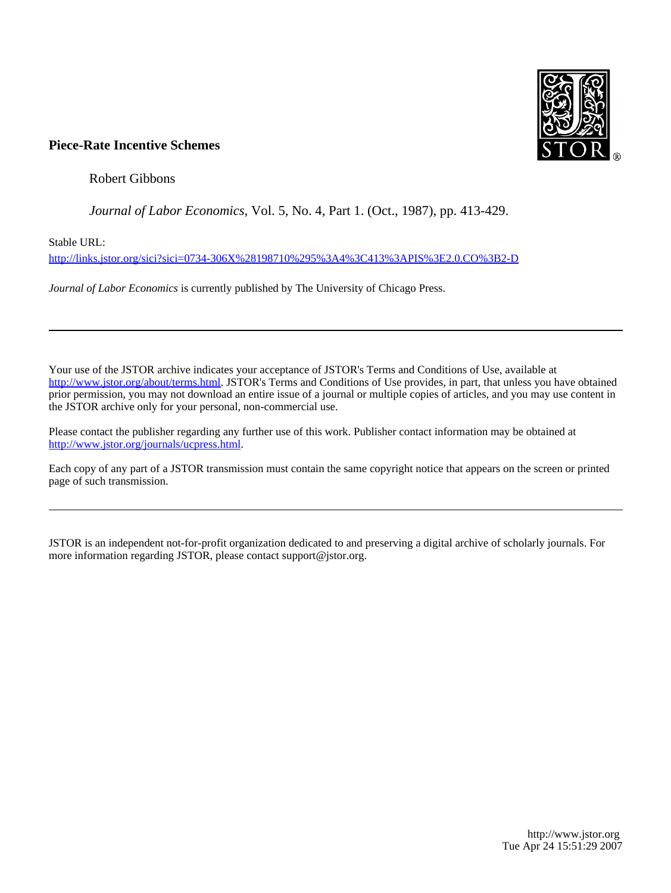**Piece-Rate Incentive Schemes**

Robert Gibbons

*Journal of Labor Economics*, Vol. 5, No. 4, Part 1. (Oct., 1987), pp. 413-429.

Stable URL:

http://links.jstor.org/sici?sici=0734-306X%28198710%295%3A4%3C413%3APIS%3E2.0.CO%3B2-D

*Journal of Labor Economics* is currently published by The University of Chicago Press.

---

Your use of the JSTOR archive indicates your acceptance of JSTOR's Terms and Conditions of Use, available at http://www.jstor.org/about/terms.html. JSTOR's Terms and Conditions of Use provides, in part, that unless you have obtained prior permission, you may not download an entire issue of a journal or multiple copies of articles, and you may use content in the JSTOR archive only for your personal, non-commercial use.

Please contact the publisher regarding any further use of this work. Publisher contact information may be obtained at http://www.jstor.org/journals/ucpress.html.

Each copy of any part of a JSTOR transmission must contain the same copyright notice that appears on the screen or printed page of such transmission.

---

JSTOR is an independent not-for-profit organization dedicated to and preserving a digital archive of scholarly journals. For more information regarding JSTOR, please contact support@jstor.org.

http://www.jstor.org
Tue Apr 24 15:51:29 2007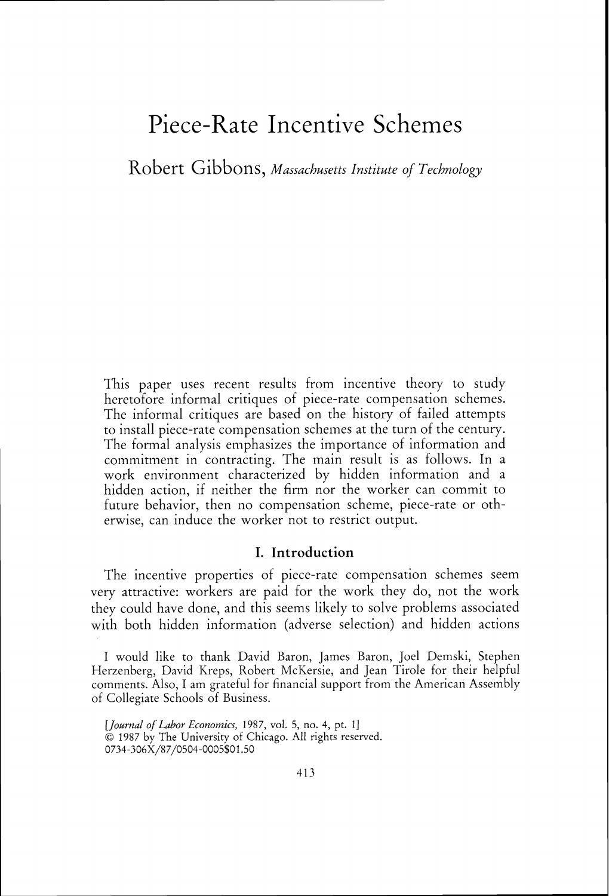# Piece-Rate Incentive Schemes

Robert Gibbons, *Massachusetts Institute of Technology*

This paper uses recent results from incentive theory to study heretofore informal critiques of piece-rate compensation schemes. The informal critiques are based on the history of failed attempts to install piece-rate compensation schemes at the turn of the century. The formal analysis emphasizes the importance of information and commitment in contracting. The main result is as follows. In a work environment characterized by hidden information and a hidden action, if neither the firm nor the worker can commit to future behavior, then no compensation scheme, piece-rate or otherwise, can induce the worker not to restrict output.

## I. Introduction

The incentive properties of piece-rate compensation schemes seem very attractive: workers are paid for the work they do, not the work they could have done, and this seems likely to solve problems associated with both hidden information (adverse selection) and hidden actions

I would like to thank David Baron, James Baron, Joel Demski, Stephen Herzenberg, David Kreps, Robert McKersie, and Jean Tirole for their helpful comments. Also, I am grateful for financial support from the American Assembly of Collegiate Schools of Business.

[*Journal of Labor Economics*, 1987, vol. 5, no. 4, pt. 1]
© 1987 by The University of Chicago. All rights reserved.
0734-306X/87/0504-0005$01.50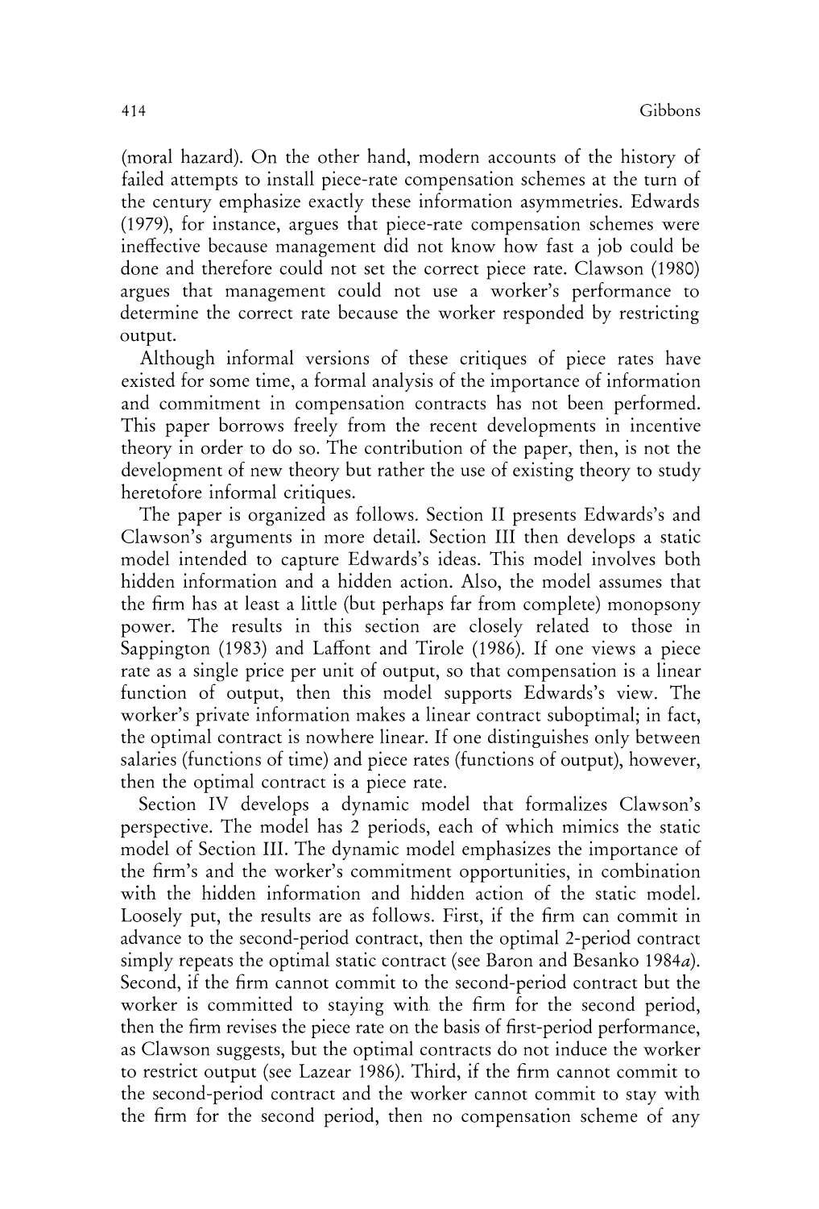(moral hazard). On the other hand, modern accounts of the history of failed attempts to install piece-rate compensation schemes at the turn of the century emphasize exactly these information asymmetries. Edwards (1979), for instance, argues that piece-rate compensation schemes were ineffective because management did not know how fast a job could be done and therefore could not set the correct piece rate. Clawson (1980) argues that management could not use a worker's performance to determine the correct rate because the worker responded by restricting output.

Although informal versions of these critiques of piece rates have existed for some time, a formal analysis of the importance of information and commitment in compensation contracts has not been performed. This paper borrows freely from the recent developments in incentive theory in order to do so. The contribution of the paper, then, is not the development of new theory but rather the use of existing theory to study heretofore informal critiques.

The paper is organized as follows. Section II presents Edwards's and Clawson's arguments in more detail. Section III then develops a static model intended to capture Edwards's ideas. This model involves both hidden information and a hidden action. Also, the model assumes that the firm has at least a little (but perhaps far from complete) monopsony power. The results in this section are closely related to those in Sappington (1983) and Laffont and Tirole (1986). If one views a piece rate as a single price per unit of output, so that compensation is a linear function of output, then this model supports Edwards's view. The worker's private information makes a linear contract suboptimal; in fact, the optimal contract is nowhere linear. If one distinguishes only between salaries (functions of time) and piece rates (functions of output), however, then the optimal contract is a piece rate.

Section IV develops a dynamic model that formalizes Clawson's perspective. The model has 2 periods, each of which mimics the static model of Section III. The dynamic model emphasizes the importance of the firm's and the worker's commitment opportunities, in combination with the hidden information and hidden action of the static model. Loosely put, the results are as follows. First, if the firm can commit in advance to the second-period contract, then the optimal 2-period contract simply repeats the optimal static contract (see Baron and Besanko 1984*a*). Second, if the firm cannot commit to the second-period contract but the worker is committed to staying with the firm for the second period, then the firm revises the piece rate on the basis of first-period performance, as Clawson suggests, but the optimal contracts do not induce the worker to restrict output (see Lazear 1986). Third, if the firm cannot commit to the second-period contract and the worker cannot commit to stay with the firm for the second period, then no compensation scheme of any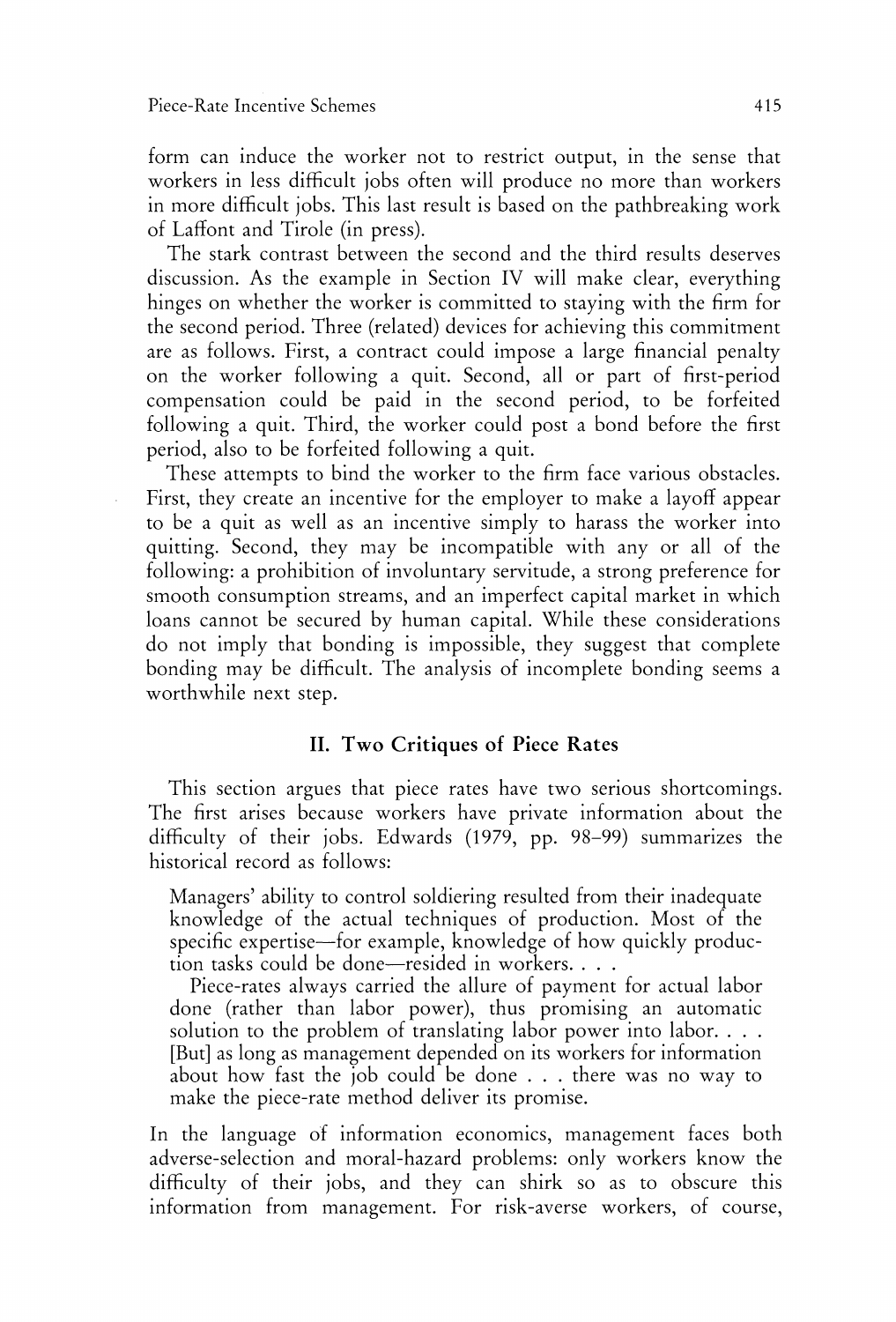form can induce the worker not to restrict output, in the sense that workers in less difficult jobs often will produce no more than workers in more difficult jobs. This last result is based on the pathbreaking work of Laffont and Tirole (in press).

The stark contrast between the second and the third results deserves discussion. As the example in Section IV will make clear, everything hinges on whether the worker is committed to staying with the firm for the second period. Three (related) devices for achieving this commitment are as follows. First, a contract could impose a large financial penalty on the worker following a quit. Second, all or part of first-period compensation could be paid in the second period, to be forfeited following a quit. Third, the worker could post a bond before the first period, also to be forfeited following a quit.

These attempts to bind the worker to the firm face various obstacles. First, they create an incentive for the employer to make a layoff appear to be a quit as well as an incentive simply to harass the worker into quitting. Second, they may be incompatible with any or all of the following: a prohibition of involuntary servitude, a strong preference for smooth consumption streams, and an imperfect capital market in which loans cannot be secured by human capital. While these considerations do not imply that bonding is impossible, they suggest that complete bonding may be difficult. The analysis of incomplete bonding seems a worthwhile next step.

## II. Two Critiques of Piece Rates

This section argues that piece rates have two serious shortcomings. The first arises because workers have private information about the difficulty of their jobs. Edwards (1979, pp. 98–99) summarizes the historical record as follows:

> Managers' ability to control soldiering resulted from their inadequate knowledge of the actual techniques of production. Most of the specific expertise—for example, knowledge of how quickly production tasks could be done—resided in workers. . . .
>
> Piece-rates always carried the allure of payment for actual labor done (rather than labor power), thus promising an automatic solution to the problem of translating labor power into labor. . . . [But] as long as management depended on its workers for information about how fast the job could be done . . . there was no way to make the piece-rate method deliver its promise.

In the language of information economics, management faces both adverse-selection and moral-hazard problems: only workers know the difficulty of their jobs, and they can shirk so as to obscure this information from management. For risk-averse workers, of course,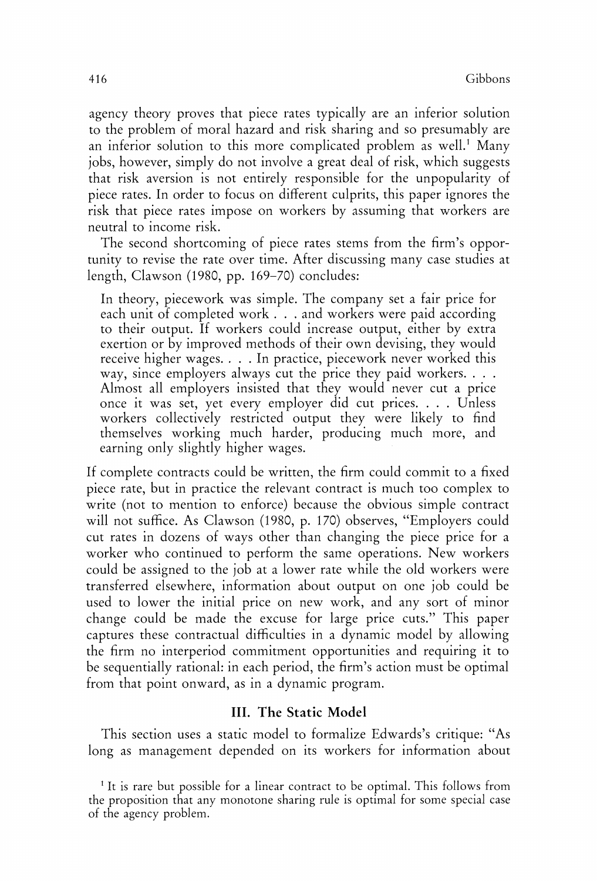agency theory proves that piece rates typically are an inferior solution to the problem of moral hazard and risk sharing and so presumably are an inferior solution to this more complicated problem as well.[1] Many jobs, however, simply do not involve a great deal of risk, which suggests that risk aversion is not entirely responsible for the unpopularity of piece rates. In order to focus on different culprits, this paper ignores the risk that piece rates impose on workers by assuming that workers are neutral to income risk.

The second shortcoming of piece rates stems from the firm's opportunity to revise the rate over time. After discussing many case studies at length, Clawson (1980, pp. 169–70) concludes:

> In theory, piecework was simple. The company set a fair price for each unit of completed work . . . and workers were paid according to their output. If workers could increase output, either by extra exertion or by improved methods of their own devising, they would receive higher wages. . . . In practice, piecework never worked this way, since employers always cut the price they paid workers. . . . Almost all employers insisted that they would never cut a price once it was set, yet every employer did cut prices. . . . Unless workers collectively restricted output they were likely to find themselves working much harder, producing much more, and earning only slightly higher wages.

If complete contracts could be written, the firm could commit to a fixed piece rate, but in practice the relevant contract is much too complex to write (not to mention to enforce) because the obvious simple contract will not suffice. As Clawson (1980, p. 170) observes, "Employers could cut rates in dozens of ways other than changing the piece price for a worker who continued to perform the same operations. New workers could be assigned to the job at a lower rate while the old workers were transferred elsewhere, information about output on one job could be used to lower the initial price on new work, and any sort of minor change could be made the excuse for large price cuts." This paper captures these contractual difficulties in a dynamic model by allowing the firm no interperiod commitment opportunities and requiring it to be sequentially rational: in each period, the firm's action must be optimal from that point onward, as in a dynamic program.

## III. The Static Model

This section uses a static model to formalize Edwards's critique: "As long as management depended on its workers for information about

[1] It is rare but possible for a linear contract to be optimal. This follows from the proposition that any monotone sharing rule is optimal for some special case of the agency problem.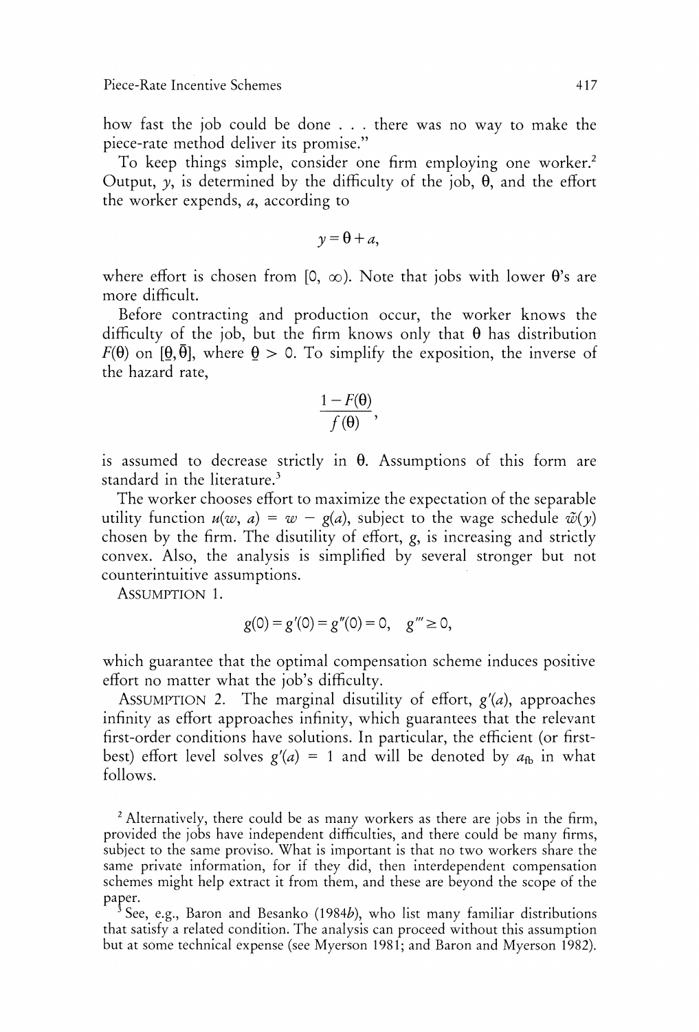how fast the job could be done . . . there was no way to make the piece-rate method deliver its promise."

To keep things simple, consider one firm employing one worker.[2] Output, $y$, is determined by the difficulty of the job, $\theta$, and the effort the worker expends, $a$, according to

$$y = \theta + a,$$

where effort is chosen from $[0, \infty)$. Note that jobs with lower $\theta$'s are more difficult.

Before contracting and production occur, the worker knows the difficulty of the job, but the firm knows only that $\theta$ has distribution $F(\theta)$ on $[\underline{\theta}, \bar{\theta}]$, where $\underline{\theta} > 0$. To simplify the exposition, the inverse of the hazard rate,

$$\frac{1 - F(\theta)}{f(\theta)},$$

is assumed to decrease strictly in $\theta$. Assumptions of this form are standard in the literature.[3]

The worker chooses effort to maximize the expectation of the separable utility function $u(w, a) = w - g(a)$, subject to the wage schedule $\tilde{w}(y)$ chosen by the firm. The disutility of effort, $g$, is increasing and strictly convex. Also, the analysis is simplified by several stronger but not counterintuitive assumptions.

ASSUMPTION 1.

$$g(0) = g'(0) = g''(0) = 0, \quad g''' \geq 0,$$

which guarantee that the optimal compensation scheme induces positive effort no matter what the job's difficulty.

ASSUMPTION 2. The marginal disutility of effort, $g'(a)$, approaches infinity as effort approaches infinity, which guarantees that the relevant first-order conditions have solutions. In particular, the efficient (or first-best) effort level solves $g'(a) = 1$ and will be denoted by $a_{\text{fb}}$ in what follows.

[2] Alternatively, there could be as many workers as there are jobs in the firm, provided the jobs have independent difficulties, and there could be many firms, subject to the same proviso. What is important is that no two workers share the same private information, for if they did, then interdependent compensation schemes might help extract it from them, and these are beyond the scope of the paper.

[3] See, e.g., Baron and Besanko (1984*b*), who list many familiar distributions that satisfy a related condition. The analysis can proceed without this assumption but at some technical expense (see Myerson 1981; and Baron and Myerson 1982).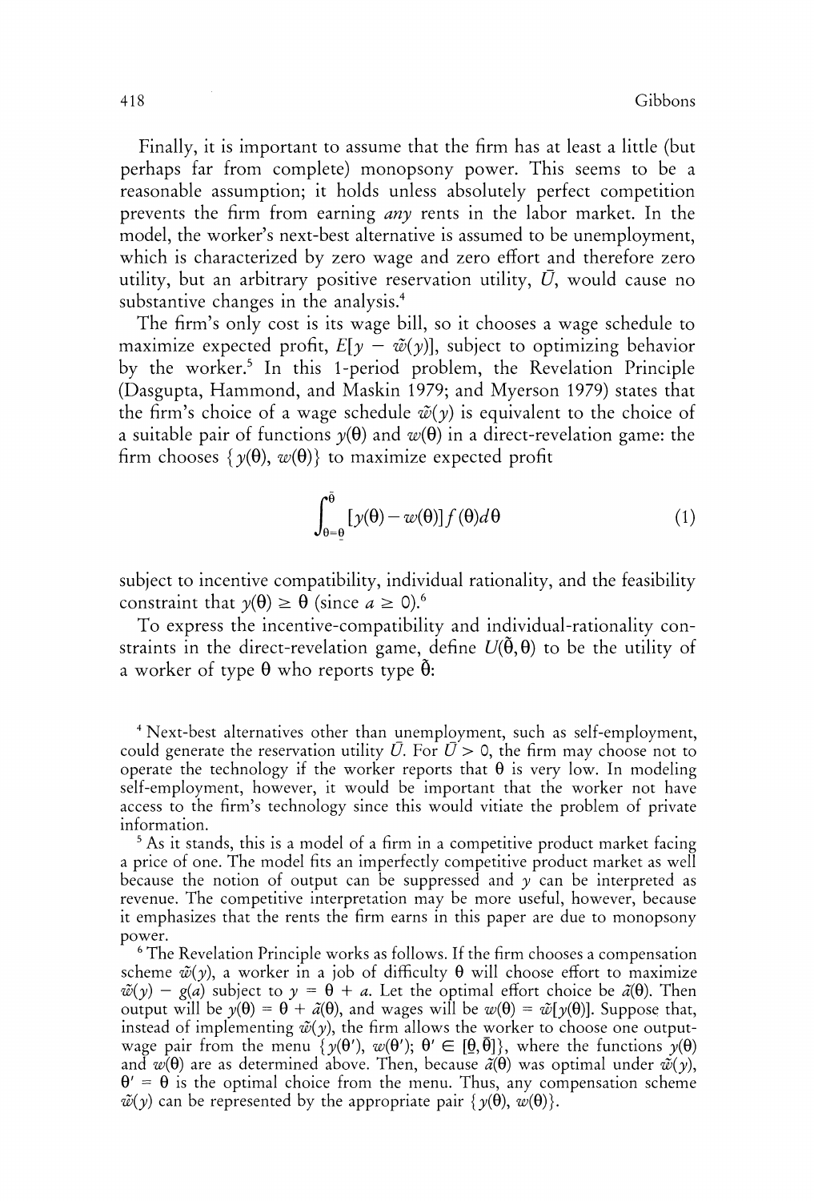Finally, it is important to assume that the firm has at least a little (but perhaps far from complete) monopsony power. This seems to be a reasonable assumption; it holds unless absolutely perfect competition prevents the firm from earning *any* rents in the labor market. In the model, the worker's next-best alternative is assumed to be unemployment, which is characterized by zero wage and zero effort and therefore zero utility, but an arbitrary positive reservation utility, $\bar{U}$, would cause no substantive changes in the analysis.[4]

The firm's only cost is its wage bill, so it chooses a wage schedule to maximize expected profit, $E[y - \tilde{w}(y)]$, subject to optimizing behavior by the worker.[5] In this 1-period problem, the Revelation Principle (Dasgupta, Hammond, and Maskin 1979; and Myerson 1979) states that the firm's choice of a wage schedule $\tilde{w}(y)$ is equivalent to the choice of a suitable pair of functions $y(\theta)$ and $w(\theta)$ in a direct-revelation game: the firm chooses $\{y(\theta), w(\theta)\}$ to maximize expected profit

$$\int_{\theta=\underline{\theta}}^{\bar{\theta}} [y(\theta) - w(\theta)] f(\theta) d\theta \tag{1}$$

subject to incentive compatibility, individual rationality, and the feasibility constraint that $y(\theta) \geq \theta$ (since $a \geq 0$).[6]

To express the incentive-compatibility and individual-rationality constraints in the direct-revelation game, define $U(\tilde{\theta}, \theta)$ to be the utility of a worker of type $\theta$ who reports type $\tilde{\theta}$:

[4] Next-best alternatives other than unemployment, such as self-employment, could generate the reservation utility $\bar{U}$. For $\bar{U} > 0$, the firm may choose not to operate the technology if the worker reports that $\theta$ is very low. In modeling self-employment, however, it would be important that the worker not have access to the firm's technology since this would vitiate the problem of private information.

[5] As it stands, this is a model of a firm in a competitive product market facing a price of one. The model fits an imperfectly competitive product market as well because the notion of output can be suppressed and $y$ can be interpreted as revenue. The competitive interpretation may be more useful, however, because it emphasizes that the rents the firm earns in this paper are due to monopsony power.

[6] The Revelation Principle works as follows. If the firm chooses a compensation scheme $\tilde{w}(y)$, a worker in a job of difficulty $\theta$ will choose effort to maximize $\tilde{w}(y) - g(a)$ subject to $y = \theta + a$. Let the optimal effort choice be $\tilde{a}(\theta)$. Then output will be $y(\theta) = \theta + \tilde{a}(\theta)$, and wages will be $w(\theta) = \tilde{w}[y(\theta)]$. Suppose that, instead of implementing $\tilde{w}(y)$, the firm allows the worker to choose one output-wage pair from the menu $\{y(\theta'), w(\theta'); \theta' \in [\underline{\theta}, \bar{\theta}]\}$, where the functions $y(\theta)$ and $w(\theta)$ are as determined above. Then, because $\tilde{a}(\theta)$ was optimal under $\tilde{w}(y)$, $\theta' = \theta$ is the optimal choice from the menu. Thus, any compensation scheme $\tilde{w}(y)$ can be represented by the appropriate pair $\{y(\theta), w(\theta)\}$.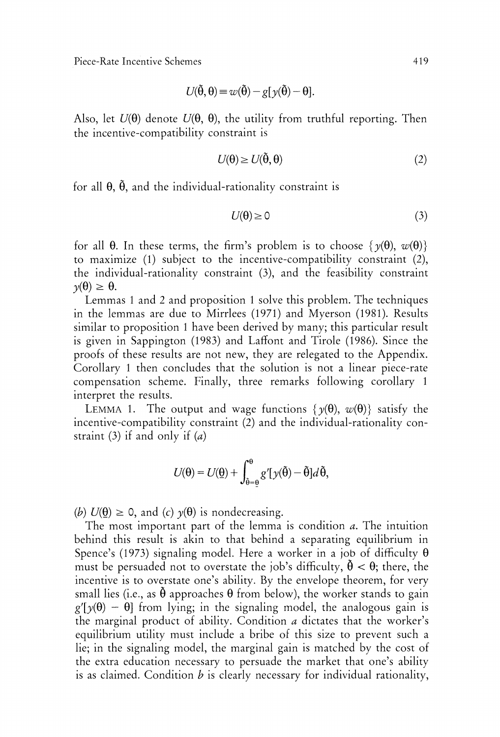$$U(\tilde{\theta}, \theta) \equiv w(\tilde{\theta}) - g[y(\tilde{\theta}) - \theta].$$

Also, let $U(\theta)$ denote $U(\theta, \theta)$, the utility from truthful reporting. Then the incentive-compatibility constraint is

$$U(\theta) \geq U(\tilde{\theta}, \theta) \tag{2}$$

for all $\theta$, $\tilde{\theta}$, and the individual-rationality constraint is

$$U(\theta) \geq 0 \tag{3}$$

for all $\theta$. In these terms, the firm's problem is to choose $\{y(\theta), w(\theta)\}$ to maximize (1) subject to the incentive-compatibility constraint (2), the individual-rationality constraint (3), and the feasibility constraint $y(\theta) \geq \theta$.

Lemmas 1 and 2 and proposition 1 solve this problem. The techniques in the lemmas are due to Mirrlees (1971) and Myerson (1981). Results similar to proposition 1 have been derived by many; this particular result is given in Sappington (1983) and Laffont and Tirole (1986). Since the proofs of these results are not new, they are relegated to the Appendix. Corollary 1 then concludes that the solution is not a linear piece-rate compensation scheme. Finally, three remarks following corollary 1 interpret the results.

LEMMA 1. The output and wage functions $\{y(\theta), w(\theta)\}$ satisfy the incentive-compatibility constraint (2) and the individual-rationality constraint (3) if and only if (*a*)

$$U(\theta) = U(\underline{\theta}) + \int_{\tilde{\theta}=\underline{\theta}}^{\theta} g'[y(\tilde{\theta}) - \tilde{\theta}]d\tilde{\theta},$$

(*b*) $U(\underline{\theta}) \geq 0$, and (*c*) $y(\theta)$ is nondecreasing.

The most important part of the lemma is condition *a*. The intuition behind this result is akin to that behind a separating equilibrium in Spence's (1973) signaling model. Here a worker in a job of difficulty $\theta$ must be persuaded not to overstate the job's difficulty, $\tilde{\theta} < \theta$; there, the incentive is to overstate one's ability. By the envelope theorem, for very small lies (i.e., as $\tilde{\theta}$ approaches $\theta$ from below), the worker stands to gain $g'[y(\theta) - \theta]$ from lying; in the signaling model, the analogous gain is the marginal product of ability. Condition *a* dictates that the worker's equilibrium utility must include a bribe of this size to prevent such a lie; in the signaling model, the marginal gain is matched by the cost of the extra education necessary to persuade the market that one's ability is as claimed. Condition *b* is clearly necessary for individual rationality,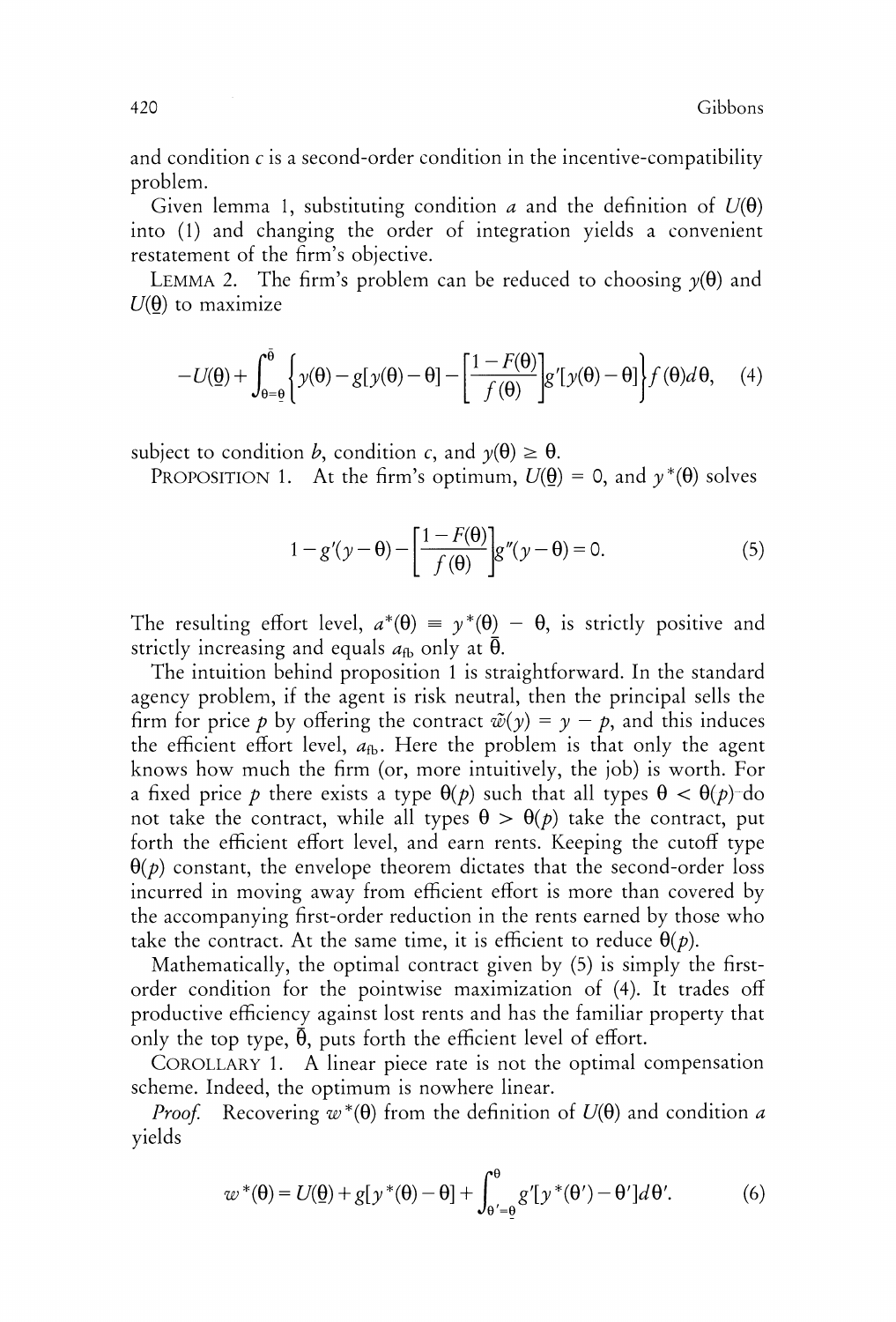and condition $c$ is a second-order condition in the incentive-compatibility problem.

Given lemma 1, substituting condition $a$ and the definition of $U(\theta)$ into (1) and changing the order of integration yields a convenient restatement of the firm's objective.

LEMMA 2. The firm's problem can be reduced to choosing $y(\theta)$ and $U(\underline{\theta})$ to maximize

$$-U(\underline{\theta}) + \int_{\theta=\underline{\theta}}^{\bar{\theta}} \left\{ y(\theta) - g[y(\theta) - \theta] - \left[ \frac{1 - F(\theta)}{f(\theta)} \right] g'[y(\theta) - \theta] \right\} f(\theta) d\theta, \quad (4)$$

subject to condition $b$, condition $c$, and $y(\theta) \geq \theta$.

PROPOSITION 1. At the firm's optimum, $U(\underline{\theta}) = 0$, and $y^*(\theta)$ solves

$$1 - g'(y - \theta) - \left[ \frac{1 - F(\theta)}{f(\theta)} \right] g''(y - \theta) = 0. \quad (5)$$

The resulting effort level, $a^*(\theta) \equiv y^*(\theta) - \theta$, is strictly positive and strictly increasing and equals $a_{fb}$ only at $\bar{\theta}$.

The intuition behind proposition 1 is straightforward. In the standard agency problem, if the agent is risk neutral, then the principal sells the firm for price $p$ by offering the contract $\tilde{w}(y) = y - p$, and this induces the efficient effort level, $a_{fb}$. Here the problem is that only the agent knows how much the firm (or, more intuitively, the job) is worth. For a fixed price $p$ there exists a type $\theta(p)$ such that all types $\theta < \theta(p)$ do not take the contract, while all types $\theta > \theta(p)$ take the contract, put forth the efficient effort level, and earn rents. Keeping the cutoff type $\theta(p)$ constant, the envelope theorem dictates that the second-order loss incurred in moving away from efficient effort is more than covered by the accompanying first-order reduction in the rents earned by those who take the contract. At the same time, it is efficient to reduce $\theta(p)$.

Mathematically, the optimal contract given by (5) is simply the first-order condition for the pointwise maximization of (4). It trades off productive efficiency against lost rents and has the familiar property that only the top type, $\bar{\theta}$, puts forth the efficient level of effort.

COROLLARY 1. A linear piece rate is not the optimal compensation scheme. Indeed, the optimum is nowhere linear.

*Proof.* Recovering $w^*(\theta)$ from the definition of $U(\theta)$ and condition $a$ yields

$$w^*(\theta) = U(\underline{\theta}) + g[y^*(\theta) - \theta] + \int_{\theta'=\underline{\theta}}^{\theta} g'[y^*(\theta') - \theta'] d\theta'. \quad (6)$$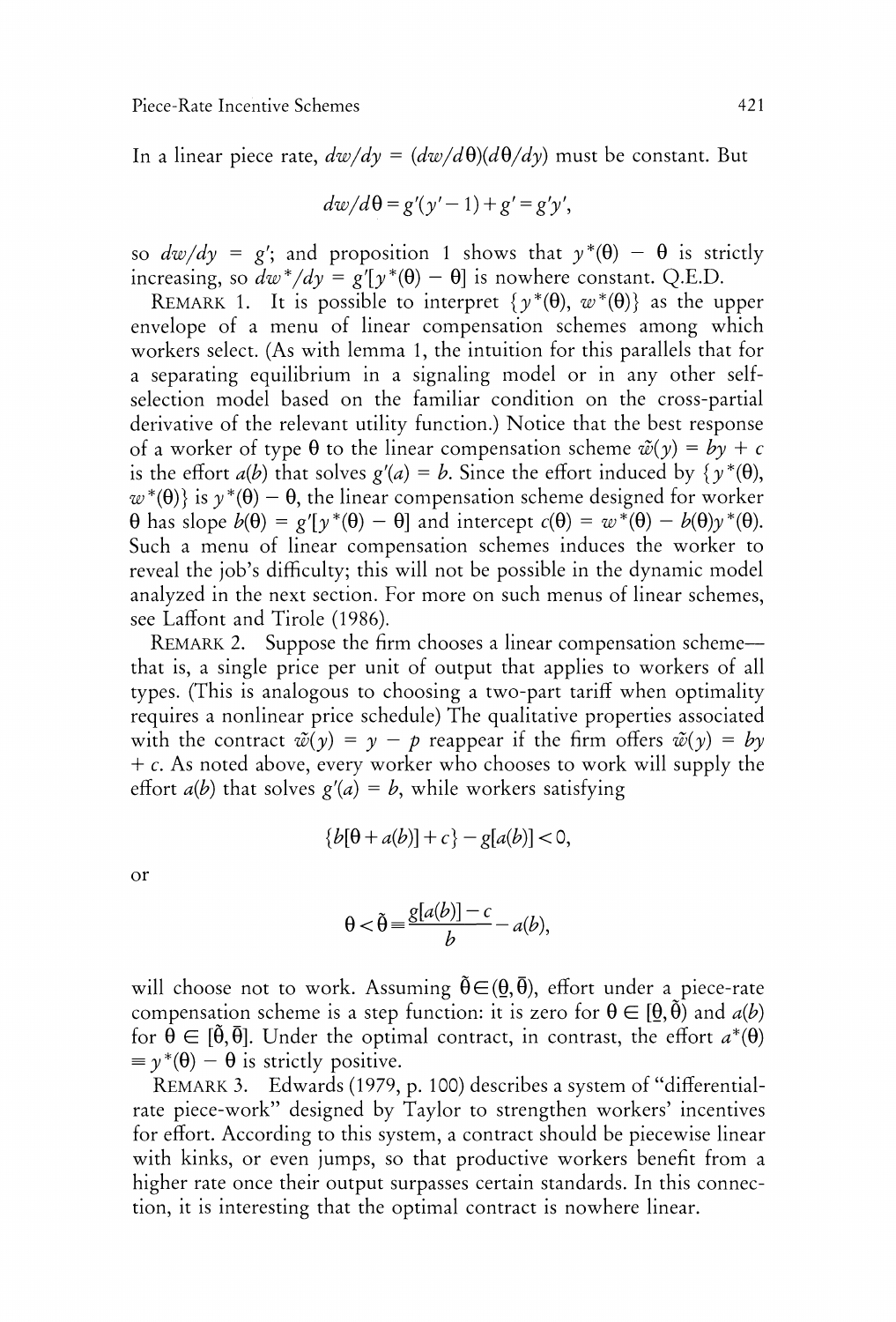In a linear piece rate, $dw/dy = (dw/d\theta)(d\theta/dy)$ must be constant. But

$$dw/d\theta = g'(y' - 1) + g' = g'y',$$

so $dw/dy = g'$; and proposition 1 shows that $y^*(\theta) - \theta$ is strictly increasing, so $dw^*/dy = g'[y^*(\theta) - \theta]$ is nowhere constant. Q.E.D.

REMARK 1. It is possible to interpret $\{y^*(\theta), w^*(\theta)\}$ as the upper envelope of a menu of linear compensation schemes among which workers select. (As with lemma 1, the intuition for this parallels that for a separating equilibrium in a signaling model or in any other self-selection model based on the familiar condition on the cross-partial derivative of the relevant utility function.) Notice that the best response of a worker of type $\theta$ to the linear compensation scheme $\tilde{w}(y) = by + c$ is the effort $a(b)$ that solves $g'(a) = b$. Since the effort induced by $\{y^*(\theta), w^*(\theta)\}$ is $y^*(\theta) - \theta$, the linear compensation scheme designed for worker $\theta$ has slope $b(\theta) = g'[y^*(\theta) - \theta]$ and intercept $c(\theta) = w^*(\theta) - b(\theta)y^*(\theta)$. Such a menu of linear compensation schemes induces the worker to reveal the job's difficulty; this will not be possible in the dynamic model analyzed in the next section. For more on such menus of linear schemes, see Laffont and Tirole (1986).

REMARK 2. Suppose the firm chooses a linear compensation scheme—that is, a single price per unit of output that applies to workers of all types. (This is analogous to choosing a two-part tariff when optimality requires a nonlinear price schedule) The qualitative properties associated with the contract $\tilde{w}(y) = y - p$ reappear if the firm offers $\tilde{w}(y) = by + c$. As noted above, every worker who chooses to work will supply the effort $a(b)$ that solves $g'(a) = b$, while workers satisfying

$$\{b[\theta + a(b)] + c\} - g[a(b)] < 0,$$

or

$$\theta < \tilde{\theta} \equiv \frac{g[a(b)] - c}{b} - a(b),$$

will choose not to work. Assuming $\tilde{\theta} \in (\underline{\theta}, \bar{\theta})$, effort under a piece-rate compensation scheme is a step function: it is zero for $\theta \in [\underline{\theta}, \tilde{\theta})$ and $a(b)$ for $\theta \in [\tilde{\theta}, \bar{\theta}]$. Under the optimal contract, in contrast, the effort $a^*(\theta) \equiv y^*(\theta) - \theta$ is strictly positive.

REMARK 3. Edwards (1979, p. 100) describes a system of "differential-rate piece-work" designed by Taylor to strengthen workers' incentives for effort. According to this system, a contract should be piecewise linear with kinks, or even jumps, so that productive workers benefit from a higher rate once their output surpasses certain standards. In this connection, it is interesting that the optimal contract is nowhere linear.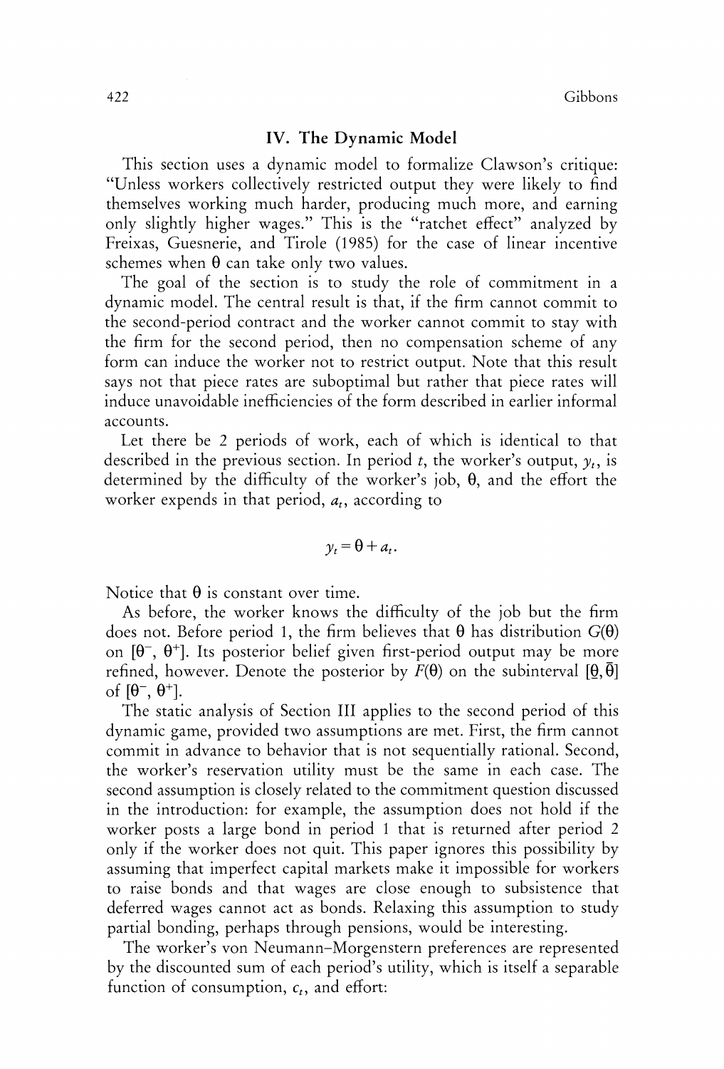## IV. The Dynamic Model

This section uses a dynamic model to formalize Clawson's critique: "Unless workers collectively restricted output they were likely to find themselves working much harder, producing much more, and earning only slightly higher wages." This is the "ratchet effect" analyzed by Freixas, Guesnerie, and Tirole (1985) for the case of linear incentive schemes when $\theta$ can take only two values.

The goal of the section is to study the role of commitment in a dynamic model. The central result is that, if the firm cannot commit to the second-period contract and the worker cannot commit to stay with the firm for the second period, then no compensation scheme of any form can induce the worker not to restrict output. Note that this result says not that piece rates are suboptimal but rather that piece rates will induce unavoidable inefficiencies of the form described in earlier informal accounts.

Let there be 2 periods of work, each of which is identical to that described in the previous section. In period $t$, the worker's output, $y_t$, is determined by the difficulty of the worker's job, $\theta$, and the effort the worker expends in that period, $a_t$, according to

$$y_t = \theta + a_t.$$

Notice that $\theta$ is constant over time.

As before, the worker knows the difficulty of the job but the firm does not. Before period 1, the firm believes that $\theta$ has distribution $G(\theta)$ on $[\theta^-, \theta^+]$. Its posterior belief given first-period output may be more refined, however. Denote the posterior by $F(\theta)$ on the subinterval $[\underline{\theta}, \bar{\theta}]$ of $[\theta^-, \theta^+]$.

The static analysis of Section III applies to the second period of this dynamic game, provided two assumptions are met. First, the firm cannot commit in advance to behavior that is not sequentially rational. Second, the worker's reservation utility must be the same in each case. The second assumption is closely related to the commitment question discussed in the introduction: for example, the assumption does not hold if the worker posts a large bond in period 1 that is returned after period 2 only if the worker does not quit. This paper ignores this possibility by assuming that imperfect capital markets make it impossible for workers to raise bonds and that wages are close enough to subsistence that deferred wages cannot act as bonds. Relaxing this assumption to study partial bonding, perhaps through pensions, would be interesting.

The worker's von Neumann–Morgenstern preferences are represented by the discounted sum of each period's utility, which is itself a separable function of consumption, $c_t$, and effort: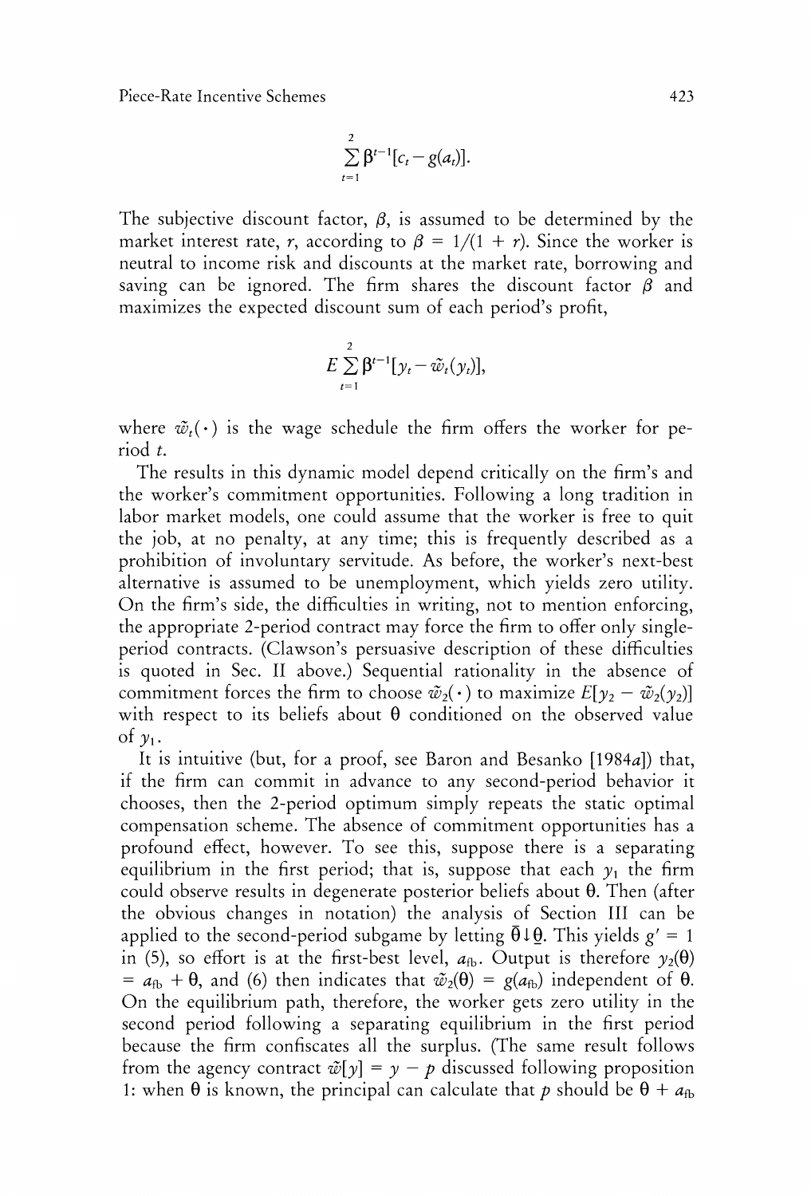$$\sum_{t=1}^{2} \beta^{t-1}[c_t - g(a_t)].$$

The subjective discount factor, $\beta$, is assumed to be determined by the market interest rate, $r$, according to $\beta = 1/(1 + r)$. Since the worker is neutral to income risk and discounts at the market rate, borrowing and saving can be ignored. The firm shares the discount factor $\beta$ and maximizes the expected discount sum of each period's profit,

$$E \sum_{t=1}^{2} \beta^{t-1}[y_t - \tilde{w}_t(y_t)],$$

where $\tilde{w}_t(\cdot)$ is the wage schedule the firm offers the worker for period $t$.

The results in this dynamic model depend critically on the firm's and the worker's commitment opportunities. Following a long tradition in labor market models, one could assume that the worker is free to quit the job, at no penalty, at any time; this is frequently described as a prohibition of involuntary servitude. As before, the worker's next-best alternative is assumed to be unemployment, which yields zero utility. On the firm's side, the difficulties in writing, not to mention enforcing, the appropriate 2-period contract may force the firm to offer only single-period contracts. (Clawson's persuasive description of these difficulties is quoted in Sec. II above.) Sequential rationality in the absence of commitment forces the firm to choose $\tilde{w}_2(\cdot)$ to maximize $E[y_2 - \tilde{w}_2(y_2)]$ with respect to its beliefs about $\theta$ conditioned on the observed value of $y_1$.

It is intuitive (but, for a proof, see Baron and Besanko [1984*a*]) that, if the firm can commit in advance to any second-period behavior it chooses, then the 2-period optimum simply repeats the static optimal compensation scheme. The absence of commitment opportunities has a profound effect, however. To see this, suppose there is a separating equilibrium in the first period; that is, suppose that each $y_1$ the firm could observe results in degenerate posterior beliefs about $\theta$. Then (after the obvious changes in notation) the analysis of Section III can be applied to the second-period subgame by letting $\bar{\theta} \downarrow \underline{\theta}$. This yields $g' = 1$ in (5), so effort is at the first-best level, $a_{\text{fb}}$. Output is therefore $y_2(\theta) = a_{\text{fb}} + \theta$, and (6) then indicates that $\tilde{w}_2(\theta) = g(a_{\text{fb}})$ independent of $\theta$. On the equilibrium path, therefore, the worker gets zero utility in the second period following a separating equilibrium in the first period because the firm confiscates all the surplus. (The same result follows from the agency contract $\tilde{w}[y] = y - p$ discussed following proposition 1: when $\theta$ is known, the principal can calculate that $p$ should be $\theta + a_{\text{fb}}$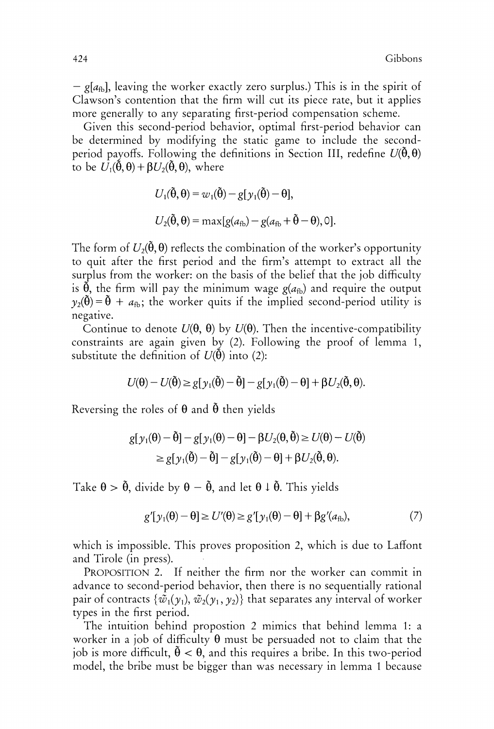$- g[a_{fb}]$, leaving the worker exactly zero surplus.) This is in the spirit of Clawson's contention that the firm will cut its piece rate, but it applies more generally to any separating first-period compensation scheme.

Given this second-period behavior, optimal first-period behavior can be determined by modifying the static game to include the second-period payoffs. Following the definitions in Section III, redefine $U(\tilde{\theta}, \theta)$ to be $U_1(\tilde{\theta}, \theta) + \beta U_2(\tilde{\theta}, \theta)$, where

$$U_1(\tilde{\theta}, \theta) = w_1(\tilde{\theta}) - g[y_1(\tilde{\theta}) - \theta],$$

$$U_2(\tilde{\theta}, \theta) = \max[g(a_{fb}) - g(a_{fb} + \tilde{\theta} - \theta), 0].$$

The form of $U_2(\tilde{\theta}, \theta)$ reflects the combination of the worker's opportunity to quit after the first period and the firm's attempt to extract all the surplus from the worker: on the basis of the belief that the job difficulty is $\tilde{\theta}$, the firm will pay the minimum wage $g(a_{fb})$ and require the output $y_2(\tilde{\theta}) = \tilde{\theta} + a_{fb}$; the worker quits if the implied second-period utility is negative.

Continue to denote $U(\theta, \theta)$ by $U(\theta)$. Then the incentive-compatibility constraints are again given by (2). Following the proof of lemma 1, substitute the definition of $U(\tilde{\theta})$ into (2):

$$U(\theta) - U(\tilde{\theta}) \geq g[y_1(\tilde{\theta}) - \tilde{\theta}] - g[y_1(\tilde{\theta}) - \theta] + \beta U_2(\tilde{\theta}, \theta).$$

Reversing the roles of $\theta$ and $\tilde{\theta}$ then yields

$$\begin{aligned} g[y_1(\theta) - \tilde{\theta}] - g[y_1(\theta) - \theta] - \beta U_2(\theta, \tilde{\theta}) &\geq U(\theta) - U(\tilde{\theta}) \\ &\geq g[y_1(\tilde{\theta}) - \tilde{\theta}] - g[y_1(\tilde{\theta}) - \theta] + \beta U_2(\tilde{\theta}, \theta). \end{aligned}$$

Take $\theta > \tilde{\theta}$, divide by $\theta - \tilde{\theta}$, and let $\theta \downarrow \tilde{\theta}$. This yields

$$g'[y_1(\theta) - \theta] \geq U'(\theta) \geq g'[y_1(\theta) - \theta] + \beta g'(a_{fb}), \tag{7}$$

which is impossible. This proves proposition 2, which is due to Laffont and Tirole (in press).

PROPOSITION 2. If neither the firm nor the worker can commit in advance to second-period behavior, then there is no sequentially rational pair of contracts $\{\tilde{w}_1(y_1), \tilde{w}_2(y_1, y_2)\}$ that separates any interval of worker types in the first period.

The intuition behind propostion 2 mimics that behind lemma 1: a worker in a job of difficulty $\theta$ must be persuaded not to claim that the job is more difficult, $\tilde{\theta} < \theta$, and this requires a bribe. In this two-period model, the bribe must be bigger than was necessary in lemma 1 because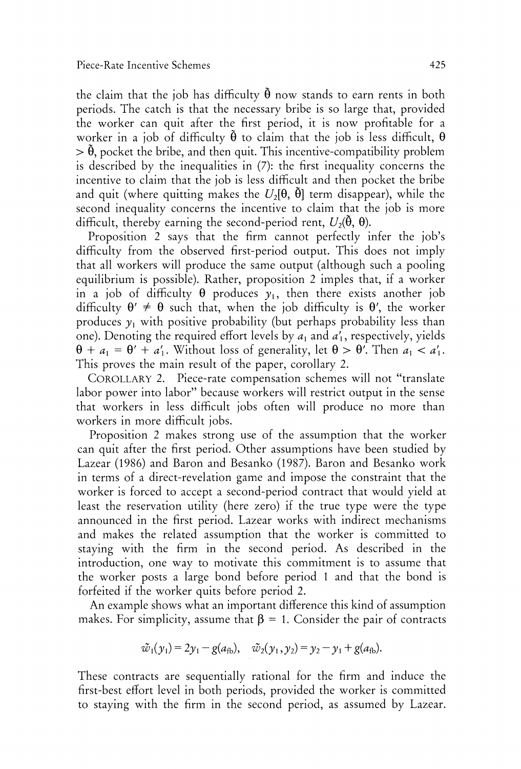the claim that the job has difficulty $\tilde{\theta}$ now stands to earn rents in both periods. The catch is that the necessary bribe is so large that, provided the worker can quit after the first period, it is now profitable for a worker in a job of difficulty $\tilde{\theta}$ to claim that the job is less difficult, $\theta > \tilde{\theta}$, pocket the bribe, and then quit. This incentive-compatibility problem is described by the inequalities in (7): the first inequality concerns the incentive to claim that the job is less difficult and then pocket the bribe and quit (where quitting makes the $U_2[\theta, \tilde{\theta}]$ term disappear), while the second inequality concerns the incentive to claim that the job is more difficult, thereby earning the second-period rent, $U_2(\tilde{\theta}, \theta)$.

Proposition 2 says that the firm cannot perfectly infer the job's difficulty from the observed first-period output. This does not imply that all workers will produce the same output (although such a pooling equilibrium is possible). Rather, proposition 2 imples that, if a worker in a job of difficulty $\theta$ produces $y_1$, then there exists another job difficulty $\theta' \neq \theta$ such that, when the job difficulty is $\theta'$, the worker produces $y_1$ with positive probability (but perhaps probability less than one). Denoting the required effort levels by $a_1$ and $a_1'$, respectively, yields $\theta + a_1 = \theta' + a_1'$. Without loss of generality, let $\theta > \theta'$. Then $a_1 < a_1'$. This proves the main result of the paper, corollary 2.

COROLLARY 2. Piece-rate compensation schemes will not "translate labor power into labor" because workers will restrict output in the sense that workers in less difficult jobs often will produce no more than workers in more difficult jobs.

Proposition 2 makes strong use of the assumption that the worker can quit after the first period. Other assumptions have been studied by Lazear (1986) and Baron and Besanko (1987). Baron and Besanko work in terms of a direct-revelation game and impose the constraint that the worker is forced to accept a second-period contract that would yield at least the reservation utility (here zero) if the true type were the type announced in the first period. Lazear works with indirect mechanisms and makes the related assumption that the worker is committed to staying with the firm in the second period. As described in the introduction, one way to motivate this commitment is to assume that the worker posts a large bond before period 1 and that the bond is forfeited if the worker quits before period 2.

An example shows what an important difference this kind of assumption makes. For simplicity, assume that $\beta = 1$. Consider the pair of contracts

$$\tilde{w}_1(y_1) = 2y_1 - g(a_{fb}), \quad \tilde{w}_2(y_1, y_2) = y_2 - y_1 + g(a_{fb}).$$

These contracts are sequentially rational for the firm and induce the first-best effort level in both periods, provided the worker is committed to staying with the firm in the second period, as assumed by Lazear.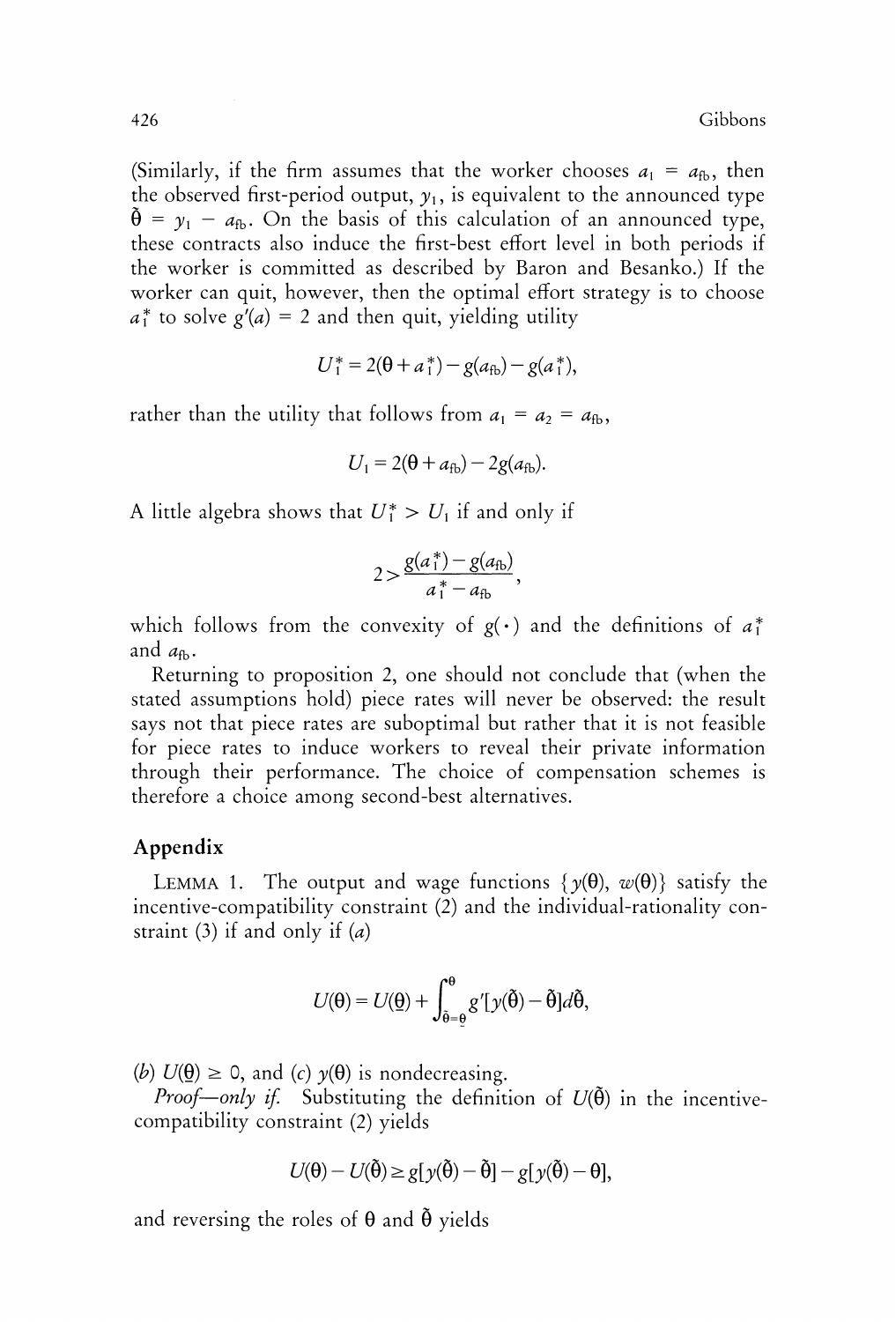(Similarly, if the firm assumes that the worker chooses $a_1 = a_{fb}$, then the observed first-period output, $y_1$, is equivalent to the announced type $\tilde{\theta} = y_1 - a_{fb}$. On the basis of this calculation of an announced type, these contracts also induce the first-best effort level in both periods if the worker is committed as described by Baron and Besanko.) If the worker can quit, however, then the optimal effort strategy is to choose $a_1^*$ to solve $g'(a) = 2$ and then quit, yielding utility

$$U_1^* = 2(\theta + a_1^*) - g(a_{fb}) - g(a_1^*),$$

rather than the utility that follows from $a_1 = a_2 = a_{fb}$,

$$U_1 = 2(\theta + a_{fb}) - 2g(a_{fb}).$$

A little algebra shows that $U_1^* > U_1$ if and only if

$$2 > \frac{g(a_1^*) - g(a_{fb})}{a_1^* - a_{fb}},$$

which follows from the convexity of $g(\cdot)$ and the definitions of $a_1^*$ and $a_{fb}$.

Returning to proposition 2, one should not conclude that (when the stated assumptions hold) piece rates will never be observed: the result says not that piece rates are suboptimal but rather that it is not feasible for piece rates to induce workers to reveal their private information through their performance. The choice of compensation schemes is therefore a choice among second-best alternatives.

## Appendix

LEMMA 1. The output and wage functions $\{y(\theta), w(\theta)\}$ satisfy the incentive-compatibility constraint (2) and the individual-rationality constraint (3) if and only if (*a*)

$$U(\theta) = U(\underline{\theta}) + \int_{\tilde{\theta}=\underline{\theta}}^{\theta} g'[y(\tilde{\theta}) - \tilde{\theta}]d\tilde{\theta},$$

(*b*) $U(\underline{\theta}) \geq 0$, and (*c*) $y(\theta)$ is nondecreasing.

*Proof—only if.* Substituting the definition of $U(\tilde{\theta})$ in the incentive-compatibility constraint (2) yields

$$U(\theta) - U(\tilde{\theta}) \geq g[y(\tilde{\theta}) - \tilde{\theta}] - g[y(\tilde{\theta}) - \theta],$$

and reversing the roles of $\theta$ and $\tilde{\theta}$ yields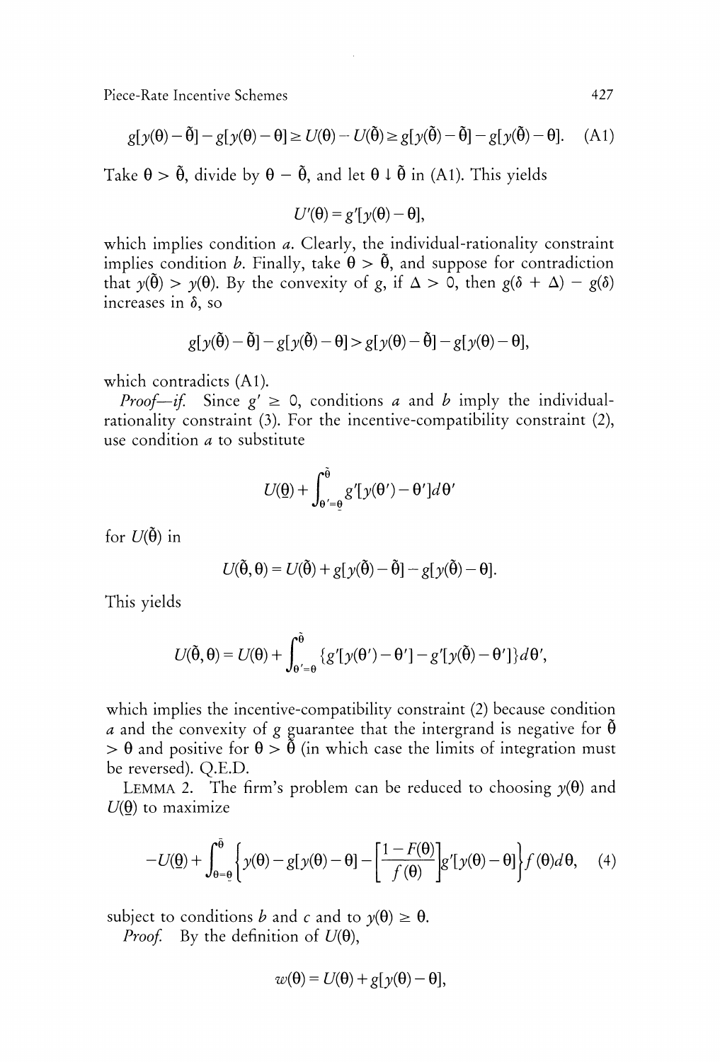$$g[y(\theta)-\tilde{\theta}]-g[y(\theta)-\theta]\geq U(\theta)-U(\tilde{\theta})\geq g[y(\tilde{\theta})-\tilde{\theta}]-g[y(\tilde{\theta})-\theta]. \quad \text{(A1)}$$

Take $\theta > \tilde{\theta}$, divide by $\theta - \tilde{\theta}$, and let $\theta \downarrow \tilde{\theta}$ in (A1). This yields

$$U'(\theta)=g'[y(\theta)-\theta],$$

which implies condition *a*. Clearly, the individual-rationality constraint implies condition *b*. Finally, take $\theta > \tilde{\theta}$, and suppose for contradiction that $y(\tilde{\theta}) > y(\theta)$. By the convexity of $g$, if $\Delta > 0$, then $g(\delta + \Delta) - g(\delta)$ increases in $\delta$, so

$$g[y(\tilde{\theta})-\tilde{\theta}]-g[y(\tilde{\theta})-\theta]>g[y(\theta)-\tilde{\theta}]-g[y(\theta)-\theta],$$

which contradicts (A1).

*Proof—if.* Since $g' \geq 0$, conditions *a* and *b* imply the individual-rationality constraint (3). For the incentive-compatibility constraint (2), use condition *a* to substitute

$$U(\underline{\theta})+\int_{\theta'=\underline{\theta}}^{\tilde{\theta}}g'[y(\theta')-\theta']d\theta'$$

for $U(\tilde{\theta})$ in

$$U(\tilde{\theta},\theta)=U(\tilde{\theta})+g[y(\tilde{\theta})-\tilde{\theta}]-g[y(\tilde{\theta})-\theta].$$

This yields

$$U(\tilde{\theta},\theta)=U(\theta)+\int_{\theta'=\theta}^{\tilde{\theta}}\{g'[y(\theta')-\theta']-g'[y(\tilde{\theta})-\theta']\}d\theta',$$

which implies the incentive-compatibility constraint (2) because condition *a* and the convexity of $g$ guarantee that the intergrand is negative for $\tilde{\theta} > \theta$ and positive for $\theta > \tilde{\theta}$ (in which case the limits of integration must be reversed). Q.E.D.

LEMMA 2. The firm's problem can be reduced to choosing $y(\theta)$ and $U(\underline{\theta})$ to maximize

$$-U(\underline{\theta})+\int_{\theta=\underline{\theta}}^{\bar{\theta}}\left\{y(\theta)-g[y(\theta)-\theta]-\left[\frac{1-F(\theta)}{f(\theta)}\right]g'[y(\theta)-\theta]\right\}f(\theta)d\theta, \quad (4)$$

subject to conditions *b* and *c* and to $y(\theta) \geq \theta$.

*Proof.* By the definition of $U(\theta)$,

$$w(\theta)=U(\theta)+g[y(\theta)-\theta],$$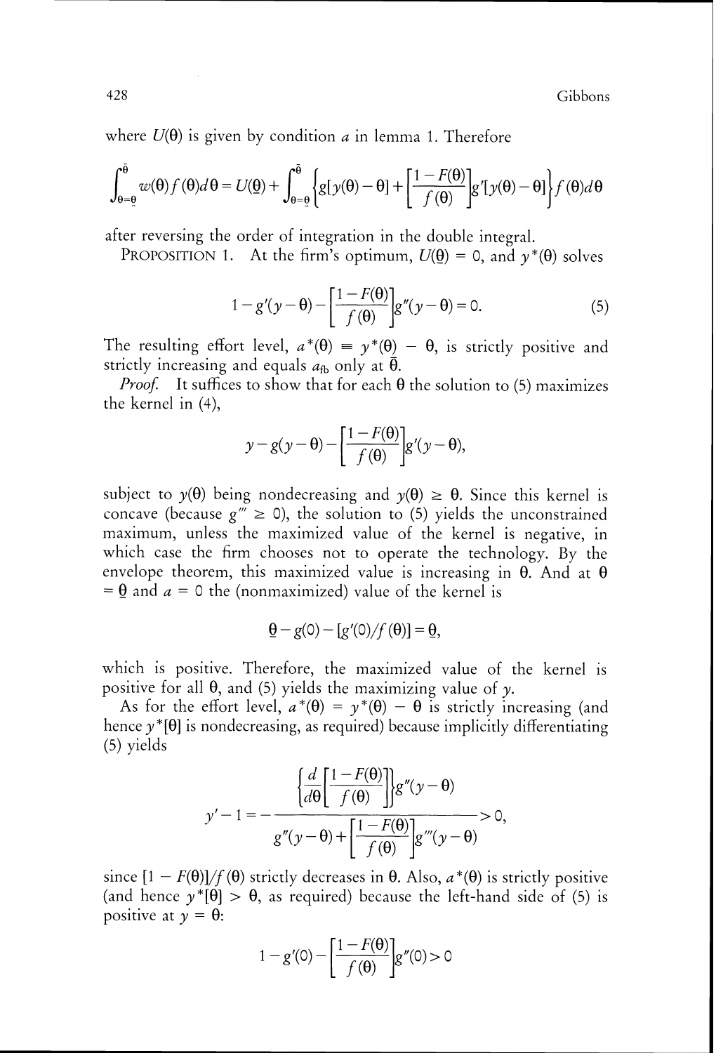where $U(\theta)$ is given by condition $a$ in lemma 1. Therefore

$$\int_{\theta=\underline{\theta}}^{\bar{\theta}} w(\theta) f(\theta) d\theta = U(\underline{\theta}) + \int_{\theta=\underline{\theta}}^{\bar{\theta}} \left\{ g[y(\theta)-\theta] + \left[\frac{1-F(\theta)}{f(\theta)}\right] g'[y(\theta)-\theta] \right\} f(\theta) d\theta$$

after reversing the order of integration in the double integral.

PROPOSITION 1. At the firm's optimum, $U(\underline{\theta}) = 0$, and $y^*(\theta)$ solves

$$1 - g'(y-\theta) - \left[\frac{1-F(\theta)}{f(\theta)}\right] g''(y-\theta) = 0. \tag{5}$$

The resulting effort level, $a^*(\theta) \equiv y^*(\theta) - \theta$, is strictly positive and strictly increasing and equals $a_{fb}$ only at $\bar{\theta}$.

*Proof.* It suffices to show that for each $\theta$ the solution to (5) maximizes the kernel in (4),

$$y - g(y-\theta) - \left[\frac{1-F(\theta)}{f(\theta)}\right] g'(y-\theta),$$

subject to $y(\theta)$ being nondecreasing and $y(\theta) \geq \theta$. Since this kernel is concave (because $g''' \geq 0$), the solution to (5) yields the unconstrained maximum, unless the maximized value of the kernel is negative, in which case the firm chooses not to operate the technology. By the envelope theorem, this maximized value is increasing in $\theta$. And at $\theta = \underline{\theta}$ and $a = 0$ the (nonmaximized) value of the kernel is

$$\underline{\theta} - g(0) - [g'(0)/f(\theta)] = \underline{\theta},$$

which is positive. Therefore, the maximized value of the kernel is positive for all $\theta$, and (5) yields the maximizing value of $y$.

As for the effort level, $a^*(\theta) = y^*(\theta) - \theta$ is strictly increasing (and hence $y^*[\theta]$ is nondecreasing, as required) because implicitly differentiating (5) yields

$$y' - 1 = -\frac{\left\{\frac{d}{d\theta}\left[\frac{1-F(\theta)}{f(\theta)}\right]\right\} g''(y-\theta)}{g''(y-\theta) + \left[\frac{1-F(\theta)}{f(\theta)}\right] g'''(y-\theta)} > 0,$$

since $[1 - F(\theta)]/f(\theta)$ strictly decreases in $\theta$. Also, $a^*(\theta)$ is strictly positive (and hence $y^*[\theta] > \theta$, as required) because the left-hand side of (5) is positive at $y = \theta$:

$$1 - g'(0) - \left[\frac{1-F(\theta)}{f(\theta)}\right] g''(0) > 0$$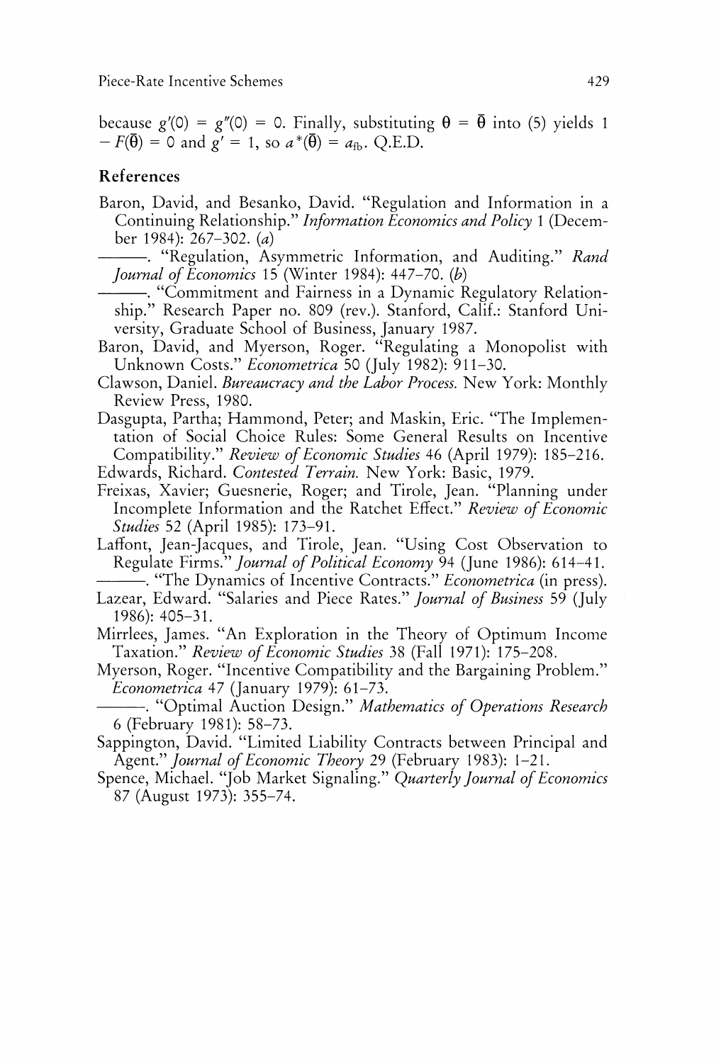because $g'(0) = g''(0) = 0$. Finally, substituting $\theta = \bar{\theta}$ into (5) yields $1 - F(\bar{\theta}) = 0$ and $g' = 1$, so $a^*(\bar{\theta}) = a_{fb}$. Q.E.D.

## References

Baron, David, and Besanko, David. "Regulation and Information in a Continuing Relationship." *Information Economics and Policy* 1 (December 1984): 267–302. (*a*)

———. "Regulation, Asymmetric Information, and Auditing." *Rand Journal of Economics* 15 (Winter 1984): 447–70. (*b*)

———. "Commitment and Fairness in a Dynamic Regulatory Relationship." Research Paper no. 809 (rev.). Stanford, Calif.: Stanford University, Graduate School of Business, January 1987.

Baron, David, and Myerson, Roger. "Regulating a Monopolist with Unknown Costs." *Econometrica* 50 (July 1982): 911–30.

Clawson, Daniel. *Bureaucracy and the Labor Process.* New York: Monthly Review Press, 1980.

Dasgupta, Partha; Hammond, Peter; and Maskin, Eric. "The Implementation of Social Choice Rules: Some General Results on Incentive Compatibility." *Review of Economic Studies* 46 (April 1979): 185–216.

Edwards, Richard. *Contested Terrain.* New York: Basic, 1979.

Freixas, Xavier; Guesnerie, Roger; and Tirole, Jean. "Planning under Incomplete Information and the Ratchet Effect." *Review of Economic Studies* 52 (April 1985): 173–91.

Laffont, Jean-Jacques, and Tirole, Jean. "Using Cost Observation to Regulate Firms." *Journal of Political Economy* 94 (June 1986): 614–41.

———. "The Dynamics of Incentive Contracts." *Econometrica* (in press).

Lazear, Edward. "Salaries and Piece Rates." *Journal of Business* 59 (July 1986): 405–31.

Mirrlees, James. "An Exploration in the Theory of Optimum Income Taxation." *Review of Economic Studies* 38 (Fall 1971): 175–208.

Myerson, Roger. "Incentive Compatibility and the Bargaining Problem." *Econometrica* 47 (January 1979): 61–73.

———. "Optimal Auction Design." *Mathematics of Operations Research* 6 (February 1981): 58–73.

Sappington, David. "Limited Liability Contracts between Principal and Agent." *Journal of Economic Theory* 29 (February 1983): 1–21.

Spence, Michael. "Job Market Signaling." *Quarterly Journal of Economics* 87 (August 1973): 355–74.